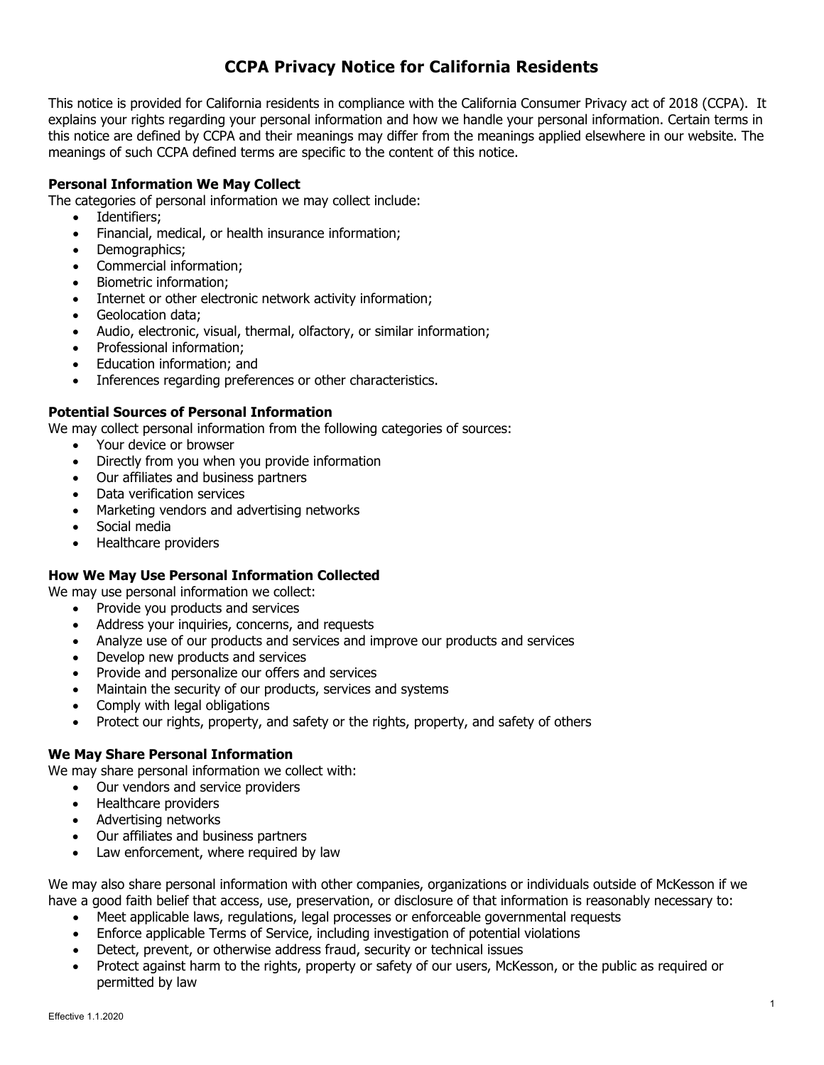# CCPA Privacy Notice for California Residents

This notice is provided for California residents in compliance with the California Consumer Privacy act of 2018 (CCPA). It explains your rights regarding your personal information and how we handle your personal information. Certain terms in this notice are defined by CCPA and their meanings may differ from the meanings applied elsewhere in our website. The meanings of such CCPA defined terms are specific to the content of this notice.

**Personal Information We May Collect**

The categories of personal information we may collect include:

- Identifiers;
- Financial, medical, or health insurance information;
- Demographics;
- Commercial information;
- Biometric information;
- Internet or other electronic network activity information;
- Geolocation data;
- Audio, electronic, visual, thermal, olfactory, or similar information;
- Professional information;
- Education information; and
- Inferences regarding preferences or other characteristics.

**Potential Sources of Personal Information**

We may collect personal information from the following categories of sources:

- Your device or browser
- Directly from you when you provide information
- Our affiliates and business partners
- Data verification services
- Marketing vendors and advertising networks
- Social media
- Healthcare providers

**How We May Use Personal Information Collected**

We may use personal information we collect:

- Provide you products and services
- Address your inquiries, concerns, and requests
- Analyze use of our products and services and improve our products and services
- Develop new products and services
- Provide and personalize our offers and services
- Maintain the security of our products, services and systems
- Comply with legal obligations
- Protect our rights, property, and safety or the rights, property, and safety of others

**We May Share Personal Information**

We may share personal information we collect with:

- Our vendors and service providers
- Healthcare providers
- Advertising networks
- Our affiliates and business partners
- Law enforcement, where required by law

We may also share personal information with other companies, organizations or individuals outside of McKesson if we have a good faith belief that access, use, preservation, or disclosure of that information is reasonably necessary to:

- Meet applicable laws, regulations, legal processes or enforceable governmental requests
- Enforce applicable Terms of Service, including investigation of potential violations
- Detect, prevent, or otherwise address fraud, security or technical issues
- Protect against harm to the rights, property or safety of our users, McKesson, or the public as required or permitted by law

Effective 1.1.2020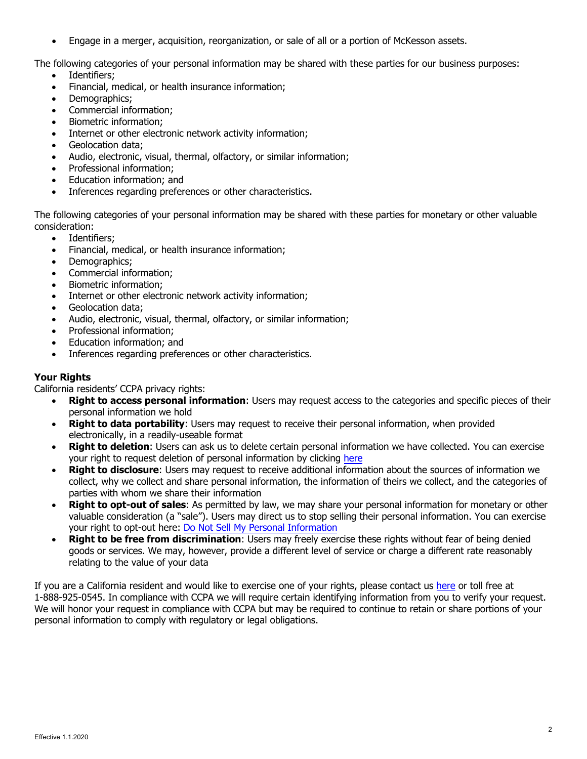- Engage in a merger, acquisition, reorganization, or sale of all or a portion of McKesson assets.

The following categories of your personal information may be shared with these parties for our business purposes:

- Identifiers;
- Financial, medical, or health insurance information;
- Demographics;
- Commercial information;
- Biometric information;
- Internet or other electronic network activity information;
- Geolocation data;
- Audio, electronic, visual, thermal, olfactory, or similar information;
- Professional information;
- Education information; and
- Inferences regarding preferences or other characteristics.

The following categories of your personal information may be shared with these parties for monetary or other valuable consideration:

- Identifiers;
- Financial, medical, or health insurance information;
- Demographics;
- Commercial information;
- Biometric information;
- Internet or other electronic network activity information;
- Geolocation data;
- Audio, electronic, visual, thermal, olfactory, or similar information;
- Professional information;
- Education information; and
- Inferences regarding preferences or other characteristics.

**Your Rights**

California residents' CCPA privacy rights:

- **Right to access personal information**: Users may request access to the categories and specific pieces of their personal information we hold
- **Right to data portability**: Users may request to receive their personal information, when provided electronically, in a readily-useable format
- **Right to deletion**: Users can ask us to delete certain personal information we have collected. You can exercise your right to request deletion of personal information by clicking here
- **Right to disclosure**: Users may request to receive additional information about the sources of information we collect, why we collect and share personal information, the information of theirs we collect, and the categories of parties with whom we share their information
- **Right to opt-out of sales**: As permitted by law, we may share your personal information for monetary or other valuable consideration (a "sale"). Users may direct us to stop selling their personal information. You can exercise your right to opt-out here: Do Not Sell My Personal Information
- **Right to be free from discrimination**: Users may freely exercise these rights without fear of being denied goods or services. We may, however, provide a different level of service or charge a different rate reasonably relating to the value of your data

If you are a California resident and would like to exercise one of your rights, please contact us here or toll free at 1-888-925-0545. In compliance with CCPA we will require certain identifying information from you to verify your request. We will honor your request in compliance with CCPA but may be required to continue to retain or share portions of your personal information to comply with regulatory or legal obligations.

Effective 1.1.2020